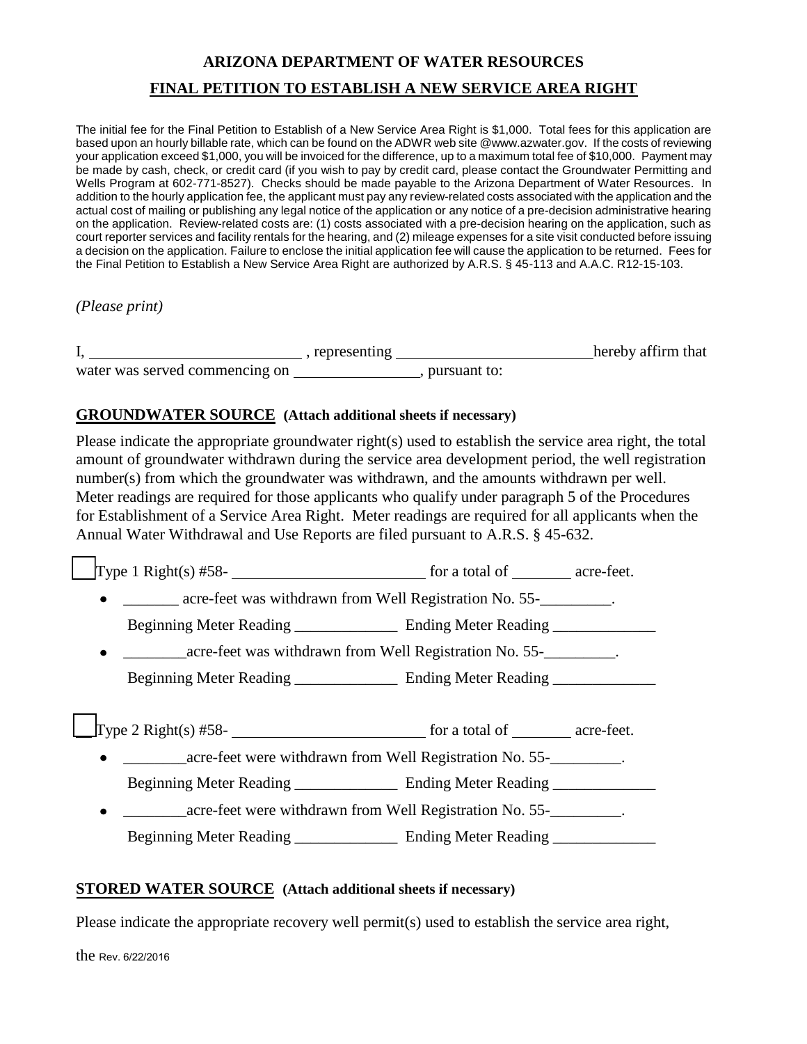# ARIZONA DEPARTMENT OF WATER RESOURCES

## FINAL PETITION TO ESTABLISH A NEW SERVICE AREA RIGHT

The initial fee for the Final Petition to Establish of a New Service Area Right is $1,000. Total fees for this application are based upon an hourly billable rate, which can be found on the ADWR web site @www.azwater.gov. If the costs of reviewing your application exceed $1,000, you will be invoiced for the difference, up to a maximum total fee of $10,000. Payment may be made by cash, check, or credit card (if you wish to pay by credit card, please contact the Groundwater Permitting and Wells Program at 602-771-8527). Checks should be made payable to the Arizona Department of Water Resources. In addition to the hourly application fee, the applicant must pay any review-related costs associated with the application and the actual cost of mailing or publishing any legal notice of the application or any notice of a pre-decision administrative hearing on the application. Review-related costs are: (1) costs associated with a pre-decision hearing on the application, such as court reporter services and facility rentals for the hearing, and (2) mileage expenses for a site visit conducted before issuing a decision on the application. Failure to enclose the initial application fee will cause the application to be returned. Fees for the Final Petition to Establish a New Service Area Right are authorized by A.R.S. § 45-113 and A.A.C. R12-15-103.

*(Please print)*

I, ___________________________ , representing __________________________ hereby affirm that water was served commencing on ________________, pursuant to:

### GROUNDWATER SOURCE (Attach additional sheets if necessary)

Please indicate the appropriate groundwater right(s) used to establish the service area right, the total amount of groundwater withdrawn during the service area development period, the well registration number(s) from which the groundwater was withdrawn, and the amounts withdrawn per well. Meter readings are required for those applicants who qualify under paragraph 5 of the Procedures for Establishment of a Service Area Right. Meter readings are required for all applicants when the Annual Water Withdrawal and Use Reports are filed pursuant to A.R.S. § 45-632.

☐ Type 1 Right(s) #58- ________________________ for a total of ________ acre-feet.

- _______ acre-feet was withdrawn from Well Registration No. 55-_________.

  Beginning Meter Reading _____________ Ending Meter Reading _____________

- ________acre-feet was withdrawn from Well Registration No. 55-_________.

  Beginning Meter Reading _____________ Ending Meter Reading _____________

☐ Type 2 Right(s) #58- ________________________ for a total of ________ acre-feet.

- ________acre-feet were withdrawn from Well Registration No. 55-_________.

  Beginning Meter Reading _____________ Ending Meter Reading _____________

- ________acre-feet were withdrawn from Well Registration No. 55-_________.

  Beginning Meter Reading _____________ Ending Meter Reading _____________

### STORED WATER SOURCE (Attach additional sheets if necessary)

Please indicate the appropriate recovery well permit(s) used to establish the service area right,

the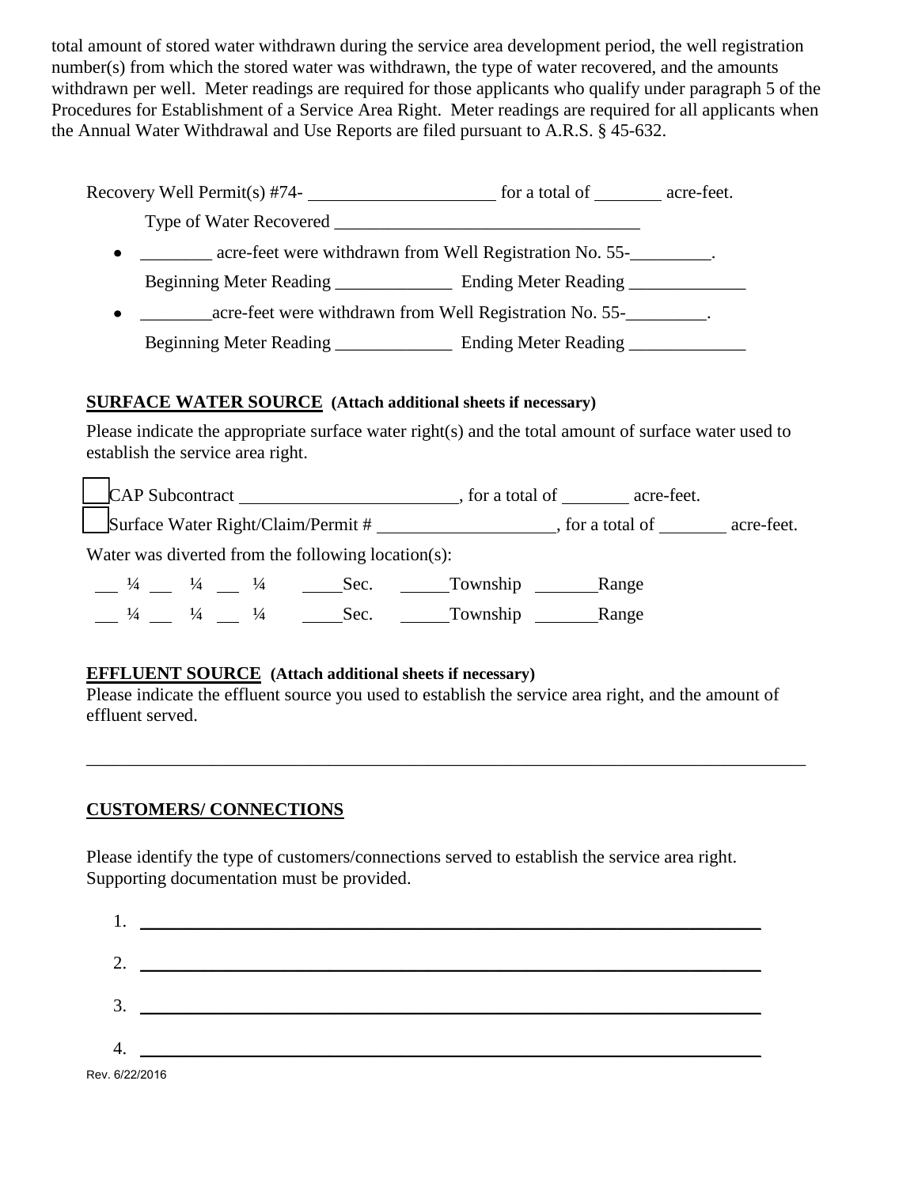total amount of stored water withdrawn during the service area development period, the well registration number(s) from which the stored water was withdrawn, the type of water recovered, and the amounts withdrawn per well. Meter readings are required for those applicants who qualify under paragraph 5 of the Procedures for Establishment of a Service Area Right. Meter readings are required for all applicants when the Annual Water Withdrawal and Use Reports are filed pursuant to A.R.S. § 45-632.

Recovery Well Permit(s) #74- ____________________ for a total of _______ acre-feet.

Type of Water Recovered _________________________________

- ________ acre-feet were withdrawn from Well Registration No. 55-_________.

  Beginning Meter Reading _____________ Ending Meter Reading _____________

- ________acre-feet were withdrawn from Well Registration No. 55-_________.

  Beginning Meter Reading _____________ Ending Meter Reading _____________

**SURFACE WATER SOURCE (Attach additional sheets if necessary)**

Please indicate the appropriate surface water right(s) and the total amount of surface water used to establish the service area right.

☐ CAP Subcontract ________________________, for a total of _______ acre-feet.

☐ Surface Water Right/Claim/Permit # ___________________, for a total of _______ acre-feet.

Water was diverted from the following location(s):

___ ¼ ___ ¼ ___ ¼ _____Sec. ______Township _______Range

___ ¼ ___ ¼ ___ ¼ _____Sec. ______Township _______Range

**EFFLUENT SOURCE (Attach additional sheets if necessary)**

Please indicate the effluent source you used to establish the service area right, and the amount of effluent served.

_______________________________________________________________________________

**CUSTOMERS/ CONNECTIONS**

Please identify the type of customers/connections served to establish the service area right. Supporting documentation must be provided.

1. _______________________________________________________________

2. _______________________________________________________________

3. _______________________________________________________________

4. _______________________________________________________________

Rev. 6/22/2016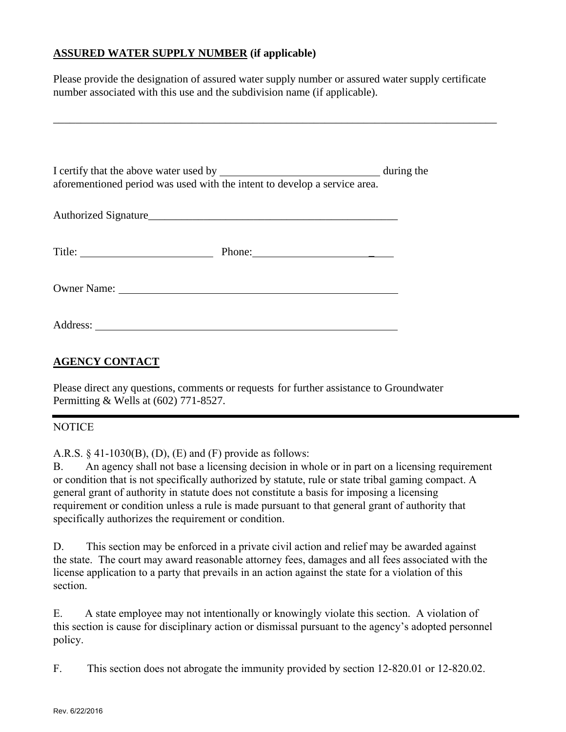**ASSURED WATER SUPPLY NUMBER (if applicable)**

Please provide the designation of assured water supply number or assured water supply certificate number associated with this use and the subdivision name (if applicable).

_______________________________________________________________________________

I certify that the above water used by ____________________________ during the aforementioned period was used with the intent to develop a service area.

Authorized Signature____________________________________________

Title: ________________________ Phone:_________________________

Owner Name: ________________________________________________

Address: ____________________________________________________

**AGENCY CONTACT**

Please direct any questions, comments or requests for further assistance to Groundwater Permitting & Wells at (602) 771-8527.

---

NOTICE

A.R.S. § 41-1030(B), (D), (E) and (F) provide as follows:

B. An agency shall not base a licensing decision in whole or in part on a licensing requirement or condition that is not specifically authorized by statute, rule or state tribal gaming compact. A general grant of authority in statute does not constitute a basis for imposing a licensing requirement or condition unless a rule is made pursuant to that general grant of authority that specifically authorizes the requirement or condition.

D. This section may be enforced in a private civil action and relief may be awarded against the state. The court may award reasonable attorney fees, damages and all fees associated with the license application to a party that prevails in an action against the state for a violation of this section.

E. A state employee may not intentionally or knowingly violate this section. A violation of this section is cause for disciplinary action or dismissal pursuant to the agency's adopted personnel policy.

F. This section does not abrogate the immunity provided by section 12-820.01 or 12-820.02.

Rev. 6/22/2016